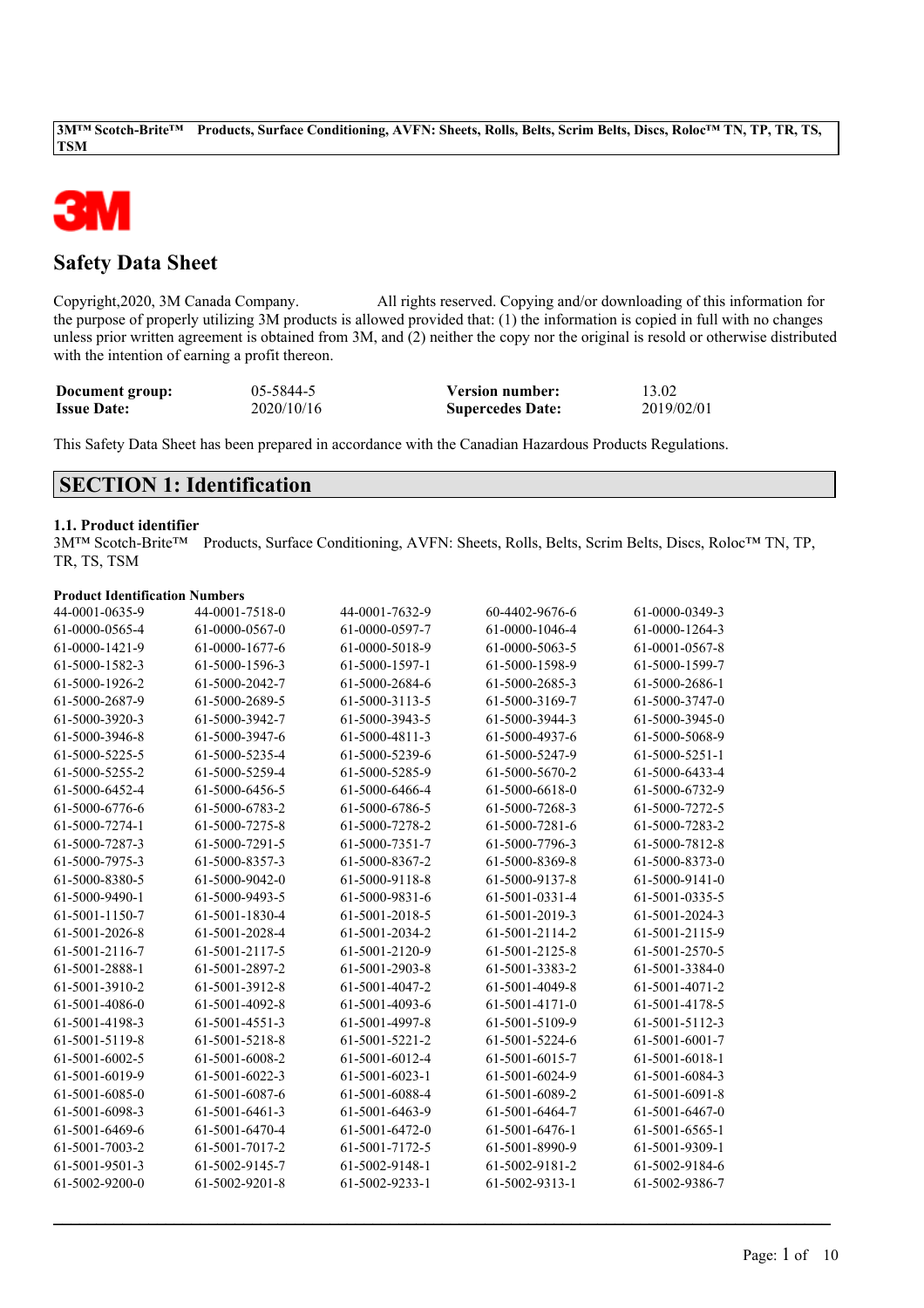# Safety Data Sheet

Copyright,2020, 3M Canada Company. All rights reserved. Copying and/or downloading of this information for the purpose of properly utilizing 3M products is allowed provided that: (1) the information is copied in full with no changes unless prior written agreement is obtained from 3M, and (2) neither the copy nor the original is resold or otherwise distributed with the intention of earning a profit thereon.

| | | | |
|---|---|---|---|
| **Document group:** | 05-5844-5 | **Version number:** | 13.02 |
| **Issue Date:** | 2020/10/16 | **Supercedes Date:** | 2019/02/01 |

This Safety Data Sheet has been prepared in accordance with the Canadian Hazardous Products Regulations.

## SECTION 1: Identification

### 1.1. Product identifier

3M™ Scotch-Brite™ Products, Surface Conditioning, AVFN: Sheets, Rolls, Belts, Scrim Belts, Discs, Roloc™ TN, TP, TR, TS, TSM

**Product Identification Numbers**

| | | | | |
|---|---|---|---|---|
| 44-0001-0635-9 | 44-0001-7518-0 | 44-0001-7632-9 | 60-4402-9676-6 | 61-0000-0349-3 |
| 61-0000-0565-4 | 61-0000-0567-0 | 61-0000-0597-7 | 61-0000-1046-4 | 61-0000-1264-3 |
| 61-0000-1421-9 | 61-0000-1677-6 | 61-0000-5018-9 | 61-0000-5063-5 | 61-0001-0567-8 |
| 61-5000-1582-3 | 61-5000-1596-3 | 61-5000-1597-1 | 61-5000-1598-9 | 61-5000-1599-7 |
| 61-5000-1926-2 | 61-5000-2042-7 | 61-5000-2684-6 | 61-5000-2685-3 | 61-5000-2686-1 |
| 61-5000-2687-9 | 61-5000-2689-5 | 61-5000-3113-5 | 61-5000-3169-7 | 61-5000-3747-0 |
| 61-5000-3920-3 | 61-5000-3942-7 | 61-5000-3943-5 | 61-5000-3944-3 | 61-5000-3945-0 |
| 61-5000-3946-8 | 61-5000-3947-6 | 61-5000-4811-3 | 61-5000-4937-6 | 61-5000-5068-9 |
| 61-5000-5225-5 | 61-5000-5235-4 | 61-5000-5239-6 | 61-5000-5247-9 | 61-5000-5251-1 |
| 61-5000-5255-2 | 61-5000-5259-4 | 61-5000-5285-9 | 61-5000-5670-2 | 61-5000-6433-4 |
| 61-5000-6452-4 | 61-5000-6456-5 | 61-5000-6466-4 | 61-5000-6618-0 | 61-5000-6732-9 |
| 61-5000-6776-6 | 61-5000-6783-2 | 61-5000-6786-5 | 61-5000-7268-3 | 61-5000-7272-5 |
| 61-5000-7274-1 | 61-5000-7275-8 | 61-5000-7278-2 | 61-5000-7281-6 | 61-5000-7283-2 |
| 61-5000-7287-3 | 61-5000-7291-5 | 61-5000-7351-7 | 61-5000-7796-3 | 61-5000-7812-8 |
| 61-5000-7975-3 | 61-5000-8357-3 | 61-5000-8367-2 | 61-5000-8369-8 | 61-5000-8373-0 |
| 61-5000-8380-5 | 61-5000-9042-0 | 61-5000-9118-8 | 61-5000-9137-8 | 61-5000-9141-0 |
| 61-5000-9490-1 | 61-5000-9493-5 | 61-5000-9831-6 | 61-5001-0331-4 | 61-5001-0335-5 |
| 61-5001-1150-7 | 61-5001-1830-4 | 61-5001-2018-5 | 61-5001-2019-3 | 61-5001-2024-3 |
| 61-5001-2026-8 | 61-5001-2028-4 | 61-5001-2034-2 | 61-5001-2114-2 | 61-5001-2115-9 |
| 61-5001-2116-7 | 61-5001-2117-5 | 61-5001-2120-9 | 61-5001-2125-8 | 61-5001-2570-5 |
| 61-5001-2888-1 | 61-5001-2897-2 | 61-5001-2903-8 | 61-5001-3383-2 | 61-5001-3384-0 |
| 61-5001-3910-2 | 61-5001-3912-8 | 61-5001-4047-2 | 61-5001-4049-8 | 61-5001-4071-2 |
| 61-5001-4086-0 | 61-5001-4092-8 | 61-5001-4093-6 | 61-5001-4171-0 | 61-5001-4178-5 |
| 61-5001-4198-3 | 61-5001-4551-3 | 61-5001-4997-8 | 61-5001-5109-9 | 61-5001-5112-3 |
| 61-5001-5119-8 | 61-5001-5218-8 | 61-5001-5221-2 | 61-5001-5224-6 | 61-5001-6001-7 |
| 61-5001-6002-5 | 61-5001-6008-2 | 61-5001-6012-4 | 61-5001-6015-7 | 61-5001-6018-1 |
| 61-5001-6019-9 | 61-5001-6022-3 | 61-5001-6023-1 | 61-5001-6024-9 | 61-5001-6084-3 |
| 61-5001-6085-0 | 61-5001-6087-6 | 61-5001-6088-4 | 61-5001-6089-2 | 61-5001-6091-8 |
| 61-5001-6098-3 | 61-5001-6461-3 | 61-5001-6463-9 | 61-5001-6464-7 | 61-5001-6467-0 |
| 61-5001-6469-6 | 61-5001-6470-4 | 61-5001-6472-0 | 61-5001-6476-1 | 61-5001-6565-1 |
| 61-5001-7003-2 | 61-5001-7017-2 | 61-5001-7172-5 | 61-5001-8990-9 | 61-5001-9309-1 |
| 61-5001-9501-3 | 61-5002-9145-7 | 61-5002-9148-1 | 61-5002-9181-2 | 61-5002-9184-6 |
| 61-5002-9200-0 | 61-5002-9201-8 | 61-5002-9233-1 | 61-5002-9313-1 | 61-5002-9386-7 |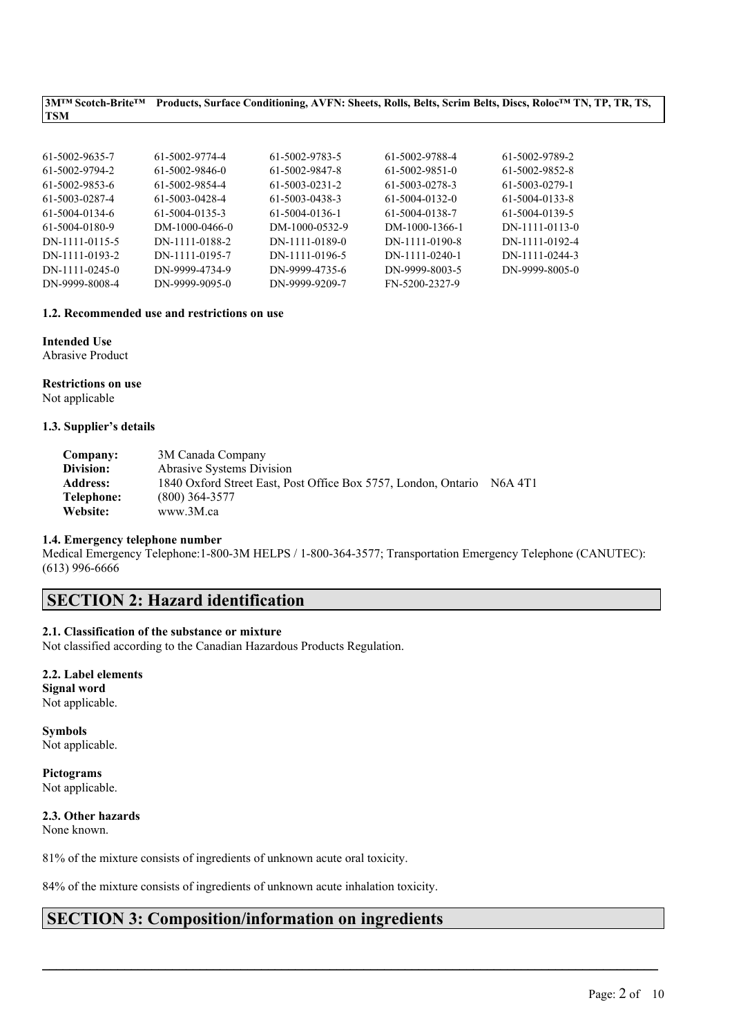| | | | | |
|---|---|---|---|---|
| 61-5002-9635-7 | 61-5002-9774-4 | 61-5002-9783-5 | 61-5002-9788-4 | 61-5002-9789-2 |
| 61-5002-9794-2 | 61-5002-9846-0 | 61-5002-9847-8 | 61-5002-9851-0 | 61-5002-9852-8 |
| 61-5002-9853-6 | 61-5002-9854-4 | 61-5003-0231-2 | 61-5003-0278-3 | 61-5003-0279-1 |
| 61-5003-0287-4 | 61-5003-0428-4 | 61-5003-0438-3 | 61-5004-0132-0 | 61-5004-0133-8 |
| 61-5004-0134-6 | 61-5004-0135-3 | 61-5004-0136-1 | 61-5004-0138-7 | 61-5004-0139-5 |
| 61-5004-0180-9 | DM-1000-0466-0 | DM-1000-0532-9 | DM-1000-1366-1 | DN-1111-0113-0 |
| DN-1111-0115-5 | DN-1111-0188-2 | DN-1111-0189-0 | DN-1111-0190-8 | DN-1111-0192-4 |
| DN-1111-0193-2 | DN-1111-0195-7 | DN-1111-0196-5 | DN-1111-0240-1 | DN-1111-0244-3 |
| DN-1111-0245-0 | DN-9999-4734-9 | DN-9999-4735-6 | DN-9999-8003-5 | DN-9999-8005-0 |
| DN-9999-8008-4 | DN-9999-9095-0 | DN-9999-9209-7 | FN-5200-2327-9 | |

### 1.2. Recommended use and restrictions on use

**Intended Use**
Abrasive Product

**Restrictions on use**
Not applicable

### 1.3. Supplier's details

| | |
|---|---|
| **Company:** | 3M Canada Company |
| **Division:** | Abrasive Systems Division |
| **Address:** | 1840 Oxford Street East, Post Office Box 5757, London, Ontario N6A 4T1 |
| **Telephone:** | (800) 364-3577 |
| **Website:** | www.3M.ca |

### 1.4. Emergency telephone number

Medical Emergency Telephone:1-800-3M HELPS / 1-800-364-3577; Transportation Emergency Telephone (CANUTEC): (613) 996-6666

## SECTION 2: Hazard identification

### 2.1. Classification of the substance or mixture

Not classified according to the Canadian Hazardous Products Regulation.

### 2.2. Label elements

**Signal word**
Not applicable.

**Symbols**
Not applicable.

**Pictograms**
Not applicable.

### 2.3. Other hazards

None known.

81% of the mixture consists of ingredients of unknown acute oral toxicity.

84% of the mixture consists of ingredients of unknown acute inhalation toxicity.

## SECTION 3: Composition/information on ingredients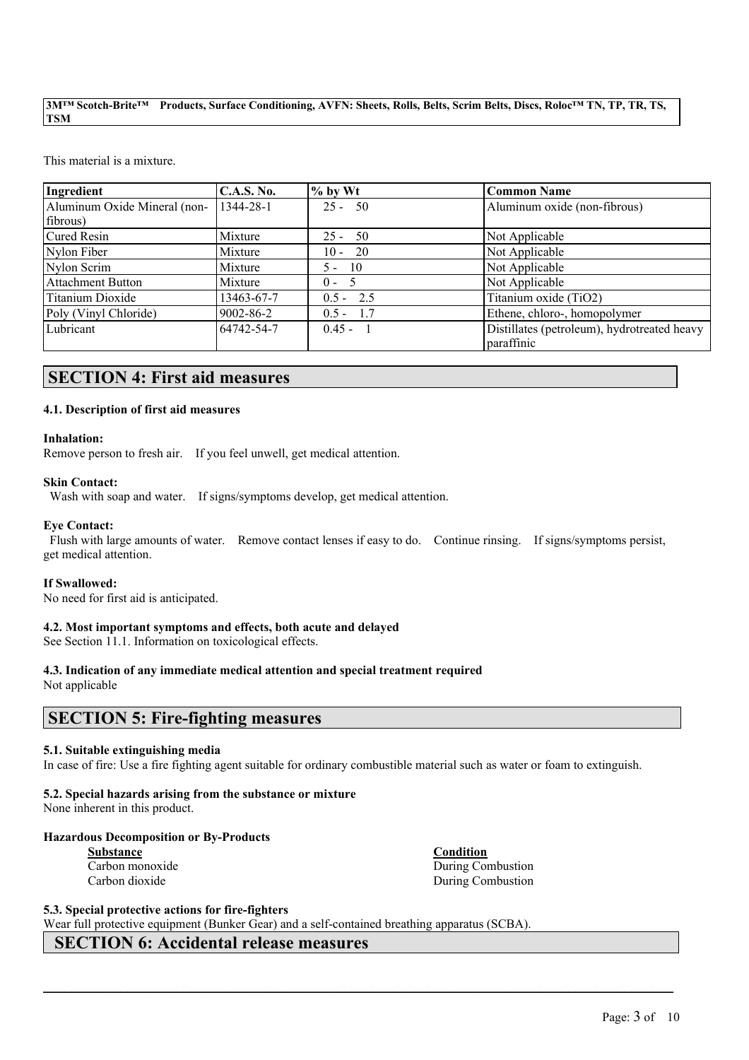This material is a mixture.

| Ingredient | C.A.S. No. | % by Wt | Common Name |
|---|---|---|---|
| Aluminum Oxide Mineral (non-fibrous) | 1344-28-1 | 25 - 50 | Aluminum oxide (non-fibrous) |
| Cured Resin | Mixture | 25 - 50 | Not Applicable |
| Nylon Fiber | Mixture | 10 - 20 | Not Applicable |
| Nylon Scrim | Mixture | 5 - 10 | Not Applicable |
| Attachment Button | Mixture | 0 - 5 | Not Applicable |
| Titanium Dioxide | 13463-67-7 | 0.5 - 2.5 | Titanium oxide ($TiO_2$) |
| Poly (Vinyl Chloride) | 9002-86-2 | 0.5 - 1.7 | Ethene, chloro-, homopolymer |
| Lubricant | 64742-54-7 | 0.45 - 1 | Distillates (petroleum), hydrotreated heavy paraffinic |

## SECTION 4: First aid measures

### 4.1. Description of first aid measures

**Inhalation:**
Remove person to fresh air. If you feel unwell, get medical attention.

**Skin Contact:**
Wash with soap and water. If signs/symptoms develop, get medical attention.

**Eye Contact:**
Flush with large amounts of water. Remove contact lenses if easy to do. Continue rinsing. If signs/symptoms persist, get medical attention.

**If Swallowed:**
No need for first aid is anticipated.

### 4.2. Most important symptoms and effects, both acute and delayed

See Section 11.1. Information on toxicological effects.

### 4.3. Indication of any immediate medical attention and special treatment required

Not applicable

## SECTION 5: Fire-fighting measures

### 5.1. Suitable extinguishing media

In case of fire: Use a fire fighting agent suitable for ordinary combustible material such as water or foam to extinguish.

### 5.2. Special hazards arising from the substance or mixture

None inherent in this product.

**Hazardous Decomposition or By-Products**

| Substance | Condition |
|---|---|
| Carbon monoxide | During Combustion |
| Carbon dioxide | During Combustion |

### 5.3. Special protective actions for fire-fighters

Wear full protective equipment (Bunker Gear) and a self-contained breathing apparatus (SCBA).

## SECTION 6: Accidental release measures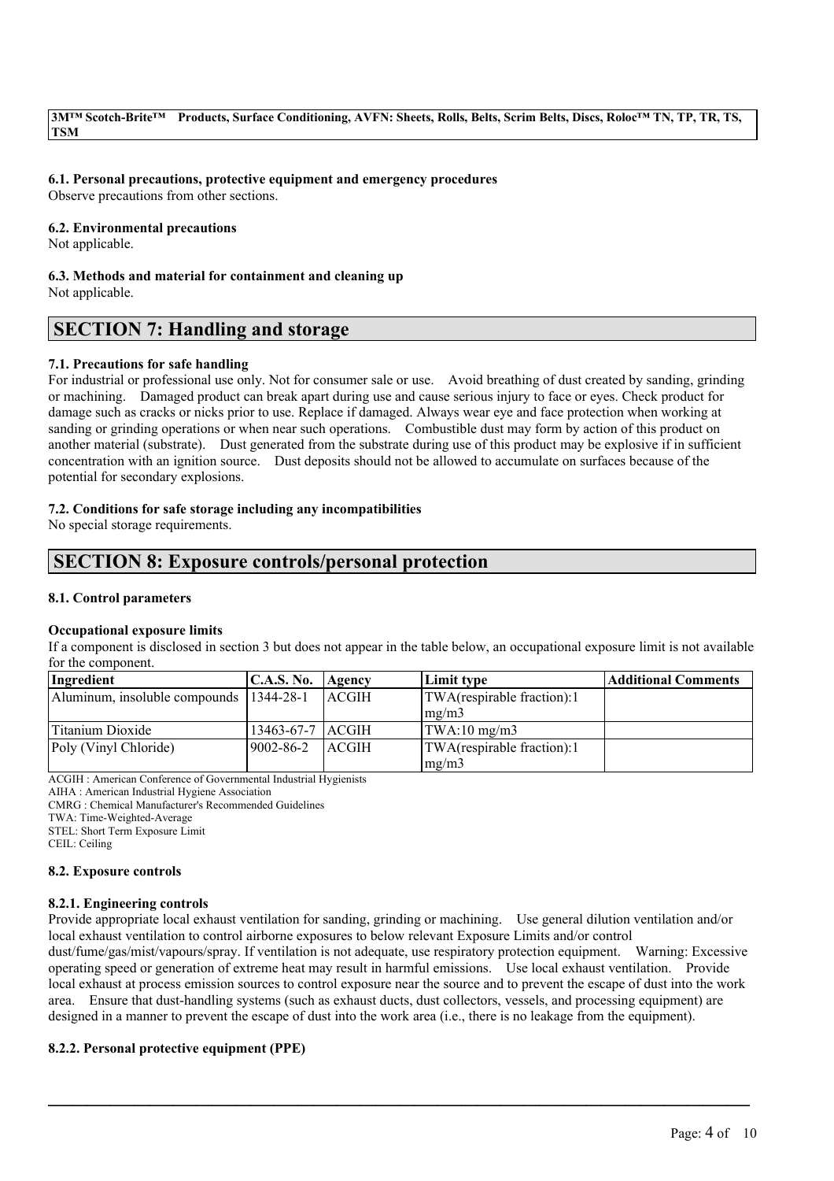### 6.1. Personal precautions, protective equipment and emergency procedures

Observe precautions from other sections.

### 6.2. Environmental precautions

Not applicable.

### 6.3. Methods and material for containment and cleaning up

Not applicable.

## SECTION 7: Handling and storage

### 7.1. Precautions for safe handling

For industrial or professional use only. Not for consumer sale or use. Avoid breathing of dust created by sanding, grinding or machining. Damaged product can break apart during use and cause serious injury to face or eyes. Check product for damage such as cracks or nicks prior to use. Replace if damaged. Always wear eye and face protection when working at sanding or grinding operations or when near such operations. Combustible dust may form by action of this product on another material (substrate). Dust generated from the substrate during use of this product may be explosive if in sufficient concentration with an ignition source. Dust deposits should not be allowed to accumulate on surfaces because of the potential for secondary explosions.

### 7.2. Conditions for safe storage including any incompatibilities

No special storage requirements.

## SECTION 8: Exposure controls/personal protection

### 8.1. Control parameters

**Occupational exposure limits**

If a component is disclosed in section 3 but does not appear in the table below, an occupational exposure limit is not available for the component.

| Ingredient | C.A.S. No. | Agency | Limit type | Additional Comments |
|---|---|---|---|---|
| Aluminum, insoluble compounds | 1344-28-1 | ACGIH | TWA(respirable fraction):1 mg/m3 | |
| Titanium Dioxide | 13463-67-7 | ACGIH | TWA:10 mg/m3 | |
| Poly (Vinyl Chloride) | 9002-86-2 | ACGIH | TWA(respirable fraction):1 mg/m3 | |

ACGIH : American Conference of Governmental Industrial Hygienists
AIHA : American Industrial Hygiene Association
CMRG : Chemical Manufacturer's Recommended Guidelines
TWA: Time-Weighted-Average
STEL: Short Term Exposure Limit
CEIL: Ceiling

### 8.2. Exposure controls

#### 8.2.1. Engineering controls

Provide appropriate local exhaust ventilation for sanding, grinding or machining. Use general dilution ventilation and/or local exhaust ventilation to control airborne exposures to below relevant Exposure Limits and/or control dust/fume/gas/mist/vapours/spray. If ventilation is not adequate, use respiratory protection equipment. Warning: Excessive operating speed or generation of extreme heat may result in harmful emissions. Use local exhaust ventilation. Provide local exhaust at process emission sources to control exposure near the source and to prevent the escape of dust into the work area. Ensure that dust-handling systems (such as exhaust ducts, dust collectors, vessels, and processing equipment) are designed in a manner to prevent the escape of dust into the work area (i.e., there is no leakage from the equipment).

#### 8.2.2. Personal protective equipment (PPE)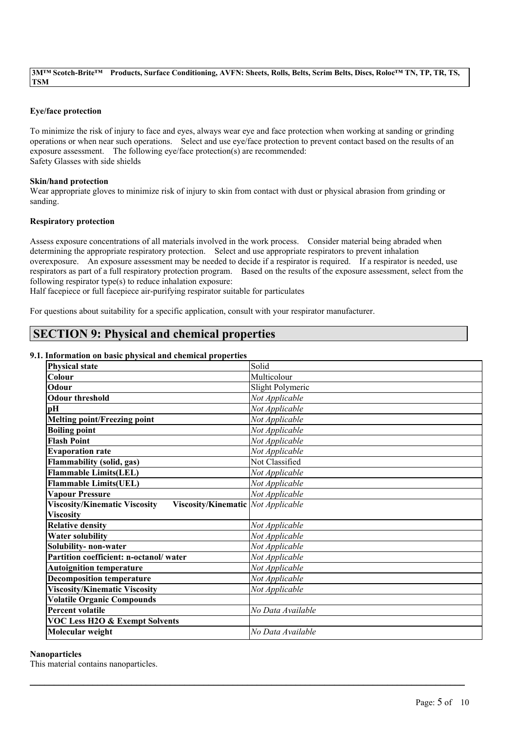**Eye/face protection**

To minimize the risk of injury to face and eyes, always wear eye and face protection when working at sanding or grinding operations or when near such operations. Select and use eye/face protection to prevent contact based on the results of an exposure assessment. The following eye/face protection(s) are recommended:
Safety Glasses with side shields

**Skin/hand protection**

Wear appropriate gloves to minimize risk of injury to skin from contact with dust or physical abrasion from grinding or sanding.

**Respiratory protection**

Assess exposure concentrations of all materials involved in the work process. Consider material being abraded when determining the appropriate respiratory protection. Select and use appropriate respirators to prevent inhalation overexposure. An exposure assessment may be needed to decide if a respirator is required. If a respirator is needed, use respirators as part of a full respiratory protection program. Based on the results of the exposure assessment, select from the following respirator type(s) to reduce inhalation exposure:
Half facepiece or full facepiece air-purifying respirator suitable for particulates

For questions about suitability for a specific application, consult with your respirator manufacturer.

## SECTION 9: Physical and chemical properties

### 9.1. Information on basic physical and chemical properties

| Property | Value |
|---|---|
| **Physical state** | Solid |
| **Colour** | Multicolour |
| **Odour** | Slight Polymeric |
| **Odour threshold** | *Not Applicable* |
| **pH** | *Not Applicable* |
| **Melting point/Freezing point** | *Not Applicable* |
| **Boiling point** | *Not Applicable* |
| **Flash Point** | *Not Applicable* |
| **Evaporation rate** | *Not Applicable* |
| **Flammability (solid, gas)** | Not Classified |
| **Flammable Limits(LEL)** | *Not Applicable* |
| **Flammable Limits(UEL)** | *Not Applicable* |
| **Vapour Pressure** | *Not Applicable* |
| **Viscosity/Kinematic Viscosity Viscosity/Kinematic Viscosity** | *Not Applicable* |
| **Relative density** | *Not Applicable* |
| **Water solubility** | *Not Applicable* |
| **Solubility- non-water** | *Not Applicable* |
| **Partition coefficient: n-octanol/ water** | *Not Applicable* |
| **Autoignition temperature** | *Not Applicable* |
| **Decomposition temperature** | *Not Applicable* |
| **Viscosity/Kinematic Viscosity** | *Not Applicable* |
| **Volatile Organic Compounds** | |
| **Percent volatile** | *No Data Available* |
| **VOC Less H2O & Exempt Solvents** | |
| **Molecular weight** | *No Data Available* |

**Nanoparticles**

This material contains nanoparticles.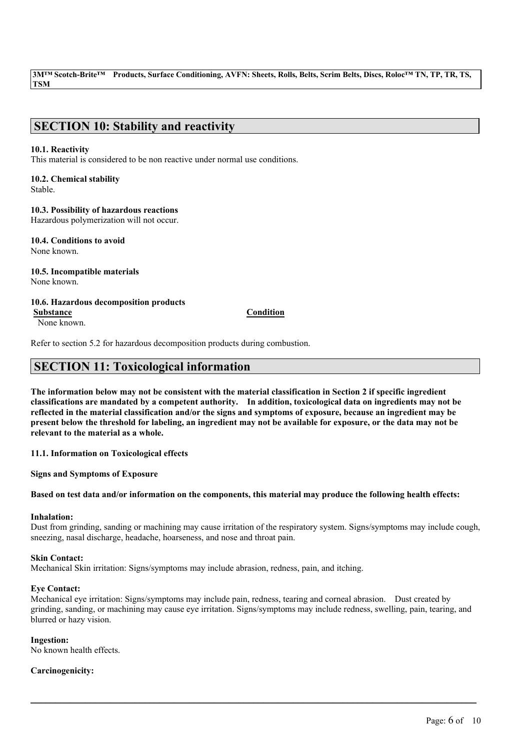## SECTION 10: Stability and reactivity

**10.1. Reactivity**
This material is considered to be non reactive under normal use conditions.

**10.2. Chemical stability**
Stable.

**10.3. Possibility of hazardous reactions**
Hazardous polymerization will not occur.

**10.4. Conditions to avoid**
None known.

**10.5. Incompatible materials**
None known.

**10.6. Hazardous decomposition products**

| Substance | Condition |
| --- | --- |
| None known. | |

Refer to section 5.2 for hazardous decomposition products during combustion.

## SECTION 11: Toxicological information

**The information below may not be consistent with the material classification in Section 2 if specific ingredient classifications are mandated by a competent authority. In addition, toxicological data on ingredients may not be reflected in the material classification and/or the signs and symptoms of exposure, because an ingredient may be present below the threshold for labeling, an ingredient may not be available for exposure, or the data may not be relevant to the material as a whole.**

**11.1. Information on Toxicological effects**

**Signs and Symptoms of Exposure**

**Based on test data and/or information on the components, this material may produce the following health effects:**

**Inhalation:**
Dust from grinding, sanding or machining may cause irritation of the respiratory system. Signs/symptoms may include cough, sneezing, nasal discharge, headache, hoarseness, and nose and throat pain.

**Skin Contact:**
Mechanical Skin irritation: Signs/symptoms may include abrasion, redness, pain, and itching.

**Eye Contact:**
Mechanical eye irritation: Signs/symptoms may include pain, redness, tearing and corneal abrasion. Dust created by grinding, sanding, or machining may cause eye irritation. Signs/symptoms may include redness, swelling, pain, tearing, and blurred or hazy vision.

**Ingestion:**
No known health effects.

**Carcinogenicity:**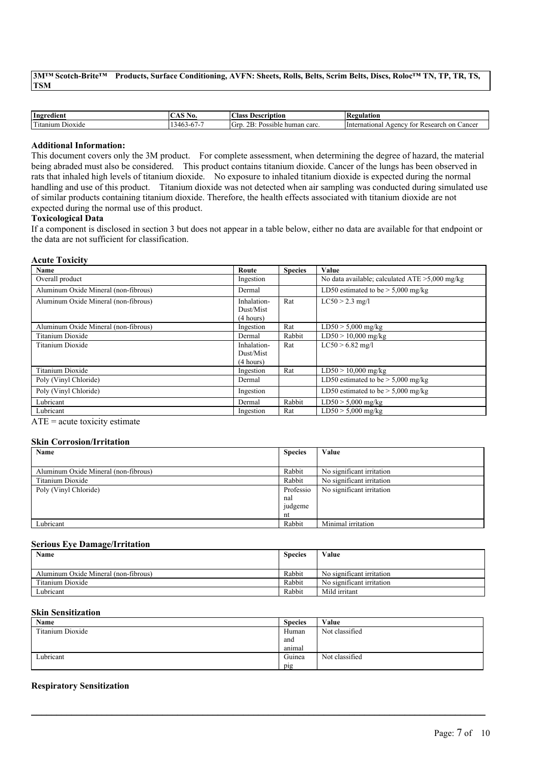| Ingredient | CAS No. | Class Description | Regulation |
| --- | --- | --- | --- |
| Titanium Dioxide | 13463-67-7 | Grp. 2B: Possible human carc. | International Agency for Research on Cancer |

**Additional Information:**
This document covers only the 3M product. For complete assessment, when determining the degree of hazard, the material being abraded must also be considered. This product contains titanium dioxide. Cancer of the lungs has been observed in rats that inhaled high levels of titanium dioxide. No exposure to inhaled titanium dioxide is expected during the normal handling and use of this product. Titanium dioxide was not detected when air sampling was conducted during simulated use of similar products containing titanium dioxide. Therefore, the health effects associated with titanium dioxide are not expected during the normal use of this product.

**Toxicological Data**

If a component is disclosed in section 3 but does not appear in a table below, either no data are available for that endpoint or the data are not sufficient for classification.

**Acute Toxicity**

| Name | Route | Species | Value |
| --- | --- | --- | --- |
| Overall product | Ingestion | | No data available; calculated ATE >5,000 mg/kg |
| Aluminum Oxide Mineral (non-fibrous) | Dermal | | LD50 estimated to be > 5,000 mg/kg |
| Aluminum Oxide Mineral (non-fibrous) | Inhalation-Dust/Mist (4 hours) | Rat | LC50 > 2.3 mg/l |
| Aluminum Oxide Mineral (non-fibrous) | Ingestion | Rat | LD50 > 5,000 mg/kg |
| Titanium Dioxide | Dermal | Rabbit | LD50 > 10,000 mg/kg |
| Titanium Dioxide | Inhalation-Dust/Mist (4 hours) | Rat | LC50 > 6.82 mg/l |
| Titanium Dioxide | Ingestion | Rat | LD50 > 10,000 mg/kg |
| Poly (Vinyl Chloride) | Dermal | | LD50 estimated to be > 5,000 mg/kg |
| Poly (Vinyl Chloride) | Ingestion | | LD50 estimated to be > 5,000 mg/kg |
| Lubricant | Dermal | Rabbit | LD50 > 5,000 mg/kg |
| Lubricant | Ingestion | Rat | LD50 > 5,000 mg/kg |

ATE = acute toxicity estimate

**Skin Corrosion/Irritation**

| Name | Species | Value |
| --- | --- | --- |
| Aluminum Oxide Mineral (non-fibrous) | Rabbit | No significant irritation |
| Titanium Dioxide | Rabbit | No significant irritation |
| Poly (Vinyl Chloride) | Professional judgement | No significant irritation |
| Lubricant | Rabbit | Minimal irritation |

**Serious Eye Damage/Irritation**

| Name | Species | Value |
| --- | --- | --- |
| Aluminum Oxide Mineral (non-fibrous) | Rabbit | No significant irritation |
| Titanium Dioxide | Rabbit | No significant irritation |
| Lubricant | Rabbit | Mild irritant |

**Skin Sensitization**

| Name | Species | Value |
| --- | --- | --- |
| Titanium Dioxide | Human and animal | Not classified |
| Lubricant | Guinea pig | Not classified |

**Respiratory Sensitization**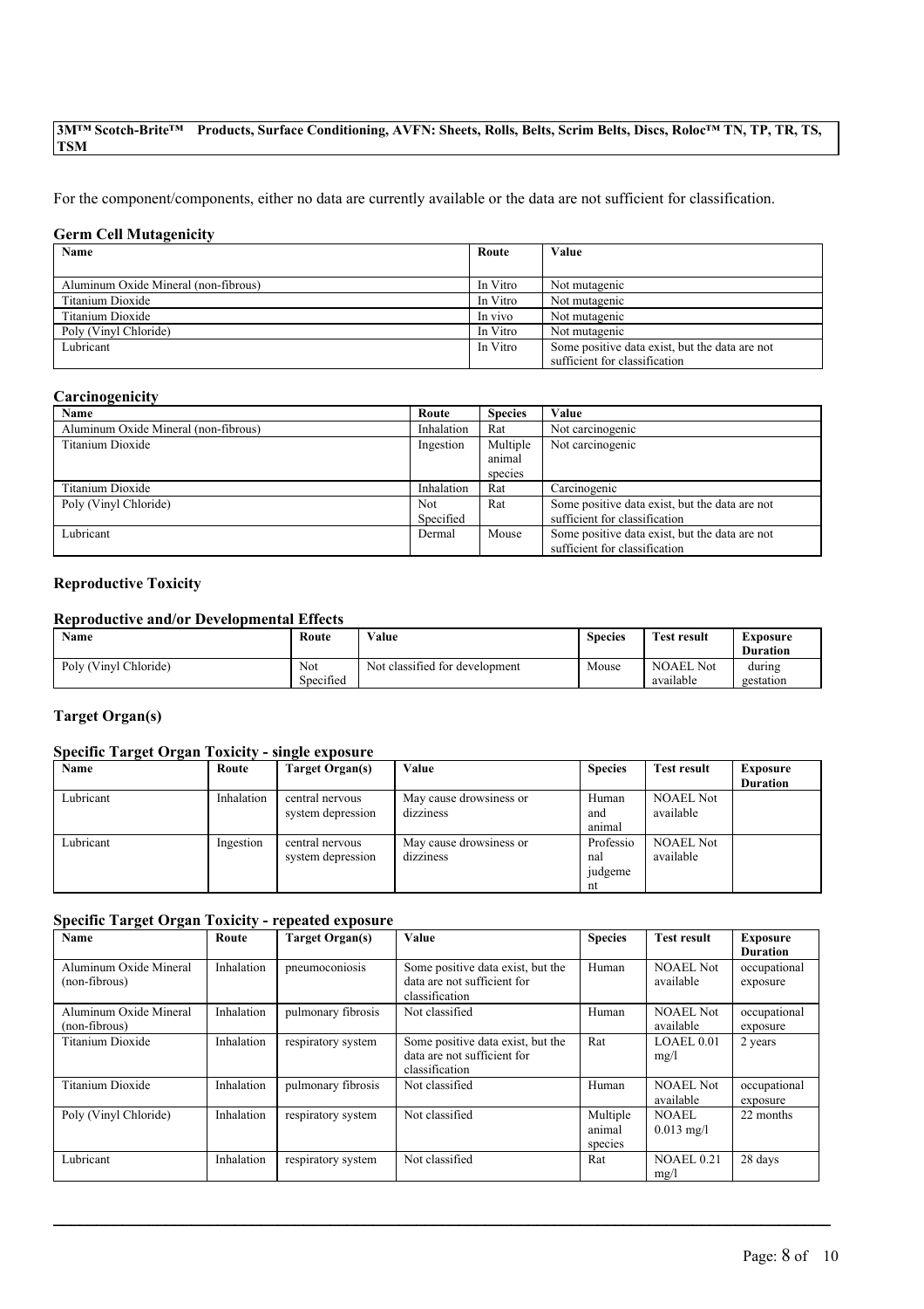For the component/components, either no data are currently available or the data are not sufficient for classification.

### Germ Cell Mutagenicity

| Name | Route | Value |
|---|---|---|
| Aluminum Oxide Mineral (non-fibrous) | In Vitro | Not mutagenic |
| Titanium Dioxide | In Vitro | Not mutagenic |
| Titanium Dioxide | In vivo | Not mutagenic |
| Poly (Vinyl Chloride) | In Vitro | Not mutagenic |
| Lubricant | In Vitro | Some positive data exist, but the data are not sufficient for classification |

### Carcinogenicity

| Name | Route | Species | Value |
|---|---|---|---|
| Aluminum Oxide Mineral (non-fibrous) | Inhalation | Rat | Not carcinogenic |
| Titanium Dioxide | Ingestion | Multiple animal species | Not carcinogenic |
| Titanium Dioxide | Inhalation | Rat | Carcinogenic |
| Poly (Vinyl Chloride) | Not Specified | Rat | Some positive data exist, but the data are not sufficient for classification |
| Lubricant | Dermal | Mouse | Some positive data exist, but the data are not sufficient for classification |

### Reproductive Toxicity

#### Reproductive and/or Developmental Effects

| Name | Route | Value | Species | Test result | Exposure Duration |
|---|---|---|---|---|---|
| Poly (Vinyl Chloride) | Not Specified | Not classified for development | Mouse | NOAEL Not available | during gestation |

### Target Organ(s)

#### Specific Target Organ Toxicity - single exposure

| Name | Route | Target Organ(s) | Value | Species | Test result | Exposure Duration |
|---|---|---|---|---|---|---|
| Lubricant | Inhalation | central nervous system depression | May cause drowsiness or dizziness | Human and animal | NOAEL Not available | |
| Lubricant | Ingestion | central nervous system depression | May cause drowsiness or dizziness | Professional judgement | NOAEL Not available | |

#### Specific Target Organ Toxicity - repeated exposure

| Name | Route | Target Organ(s) | Value | Species | Test result | Exposure Duration |
|---|---|---|---|---|---|---|
| Aluminum Oxide Mineral (non-fibrous) | Inhalation | pneumoconiosis | Some positive data exist, but the data are not sufficient for classification | Human | NOAEL Not available | occupational exposure |
| Aluminum Oxide Mineral (non-fibrous) | Inhalation | pulmonary fibrosis | Not classified | Human | NOAEL Not available | occupational exposure |
| Titanium Dioxide | Inhalation | respiratory system | Some positive data exist, but the data are not sufficient for classification | Rat | LOAEL 0.01 mg/l | 2 years |
| Titanium Dioxide | Inhalation | pulmonary fibrosis | Not classified | Human | NOAEL Not available | occupational exposure |
| Poly (Vinyl Chloride) | Inhalation | respiratory system | Not classified | Multiple animal species | NOAEL 0.013 mg/l | 22 months |
| Lubricant | Inhalation | respiratory system | Not classified | Rat | NOAEL 0.21 mg/l | 28 days |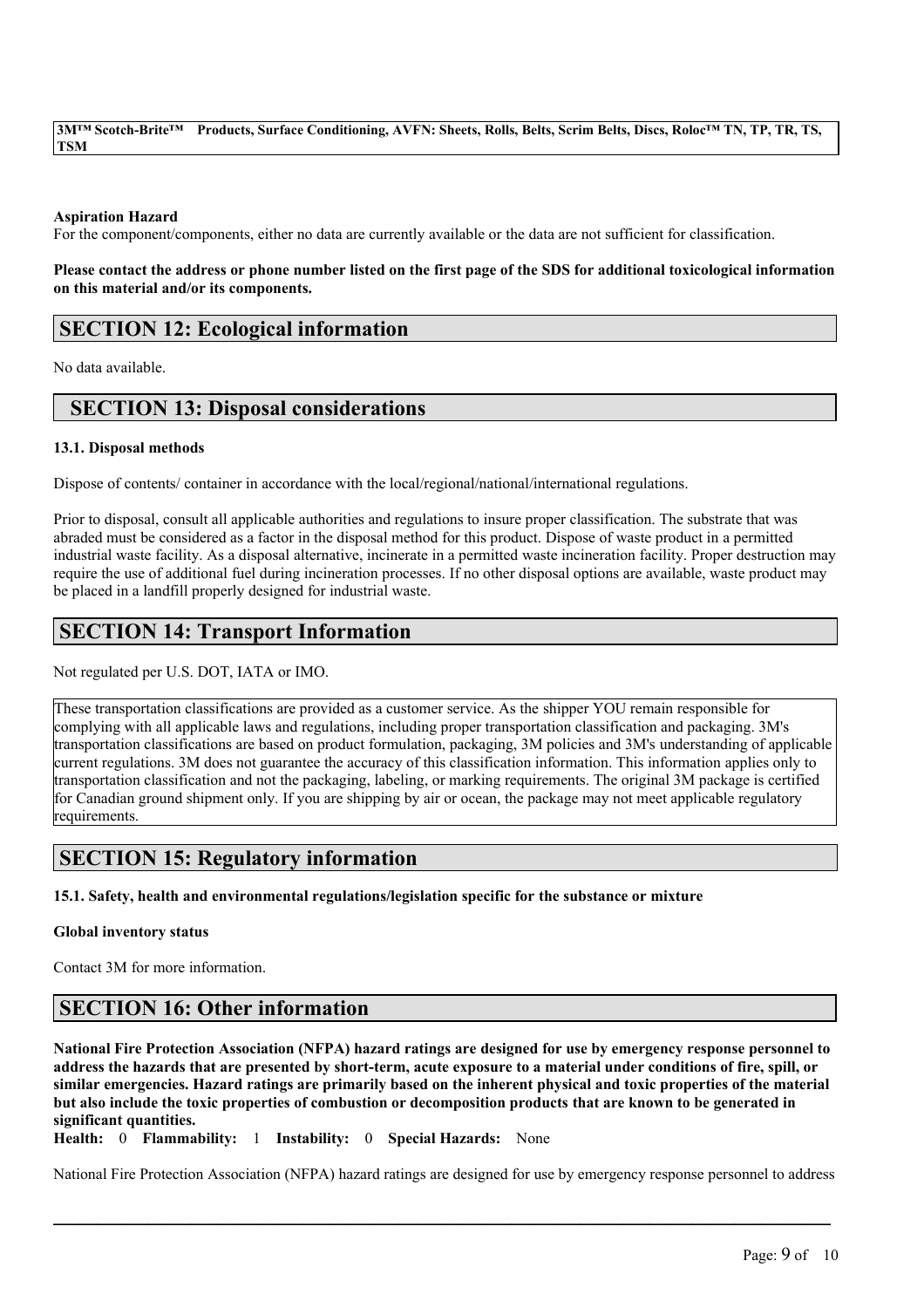**Aspiration Hazard**

For the component/components, either no data are currently available or the data are not sufficient for classification.

**Please contact the address or phone number listed on the first page of the SDS for additional toxicological information on this material and/or its components.**

## SECTION 12: Ecological information

No data available.

## SECTION 13: Disposal considerations

**13.1. Disposal methods**

Dispose of contents/ container in accordance with the local/regional/national/international regulations.

Prior to disposal, consult all applicable authorities and regulations to insure proper classification. The substrate that was abraded must be considered as a factor in the disposal method for this product. Dispose of waste product in a permitted industrial waste facility. As a disposal alternative, incinerate in a permitted waste incineration facility. Proper destruction may require the use of additional fuel during incineration processes. If no other disposal options are available, waste product may be placed in a landfill properly designed for industrial waste.

## SECTION 14: Transport Information

Not regulated per U.S. DOT, IATA or IMO.

These transportation classifications are provided as a customer service. As the shipper YOU remain responsible for complying with all applicable laws and regulations, including proper transportation classification and packaging. 3M's transportation classifications are based on product formulation, packaging, 3M policies and 3M's understanding of applicable current regulations. 3M does not guarantee the accuracy of this classification information. This information applies only to transportation classification and not the packaging, labeling, or marking requirements. The original 3M package is certified for Canadian ground shipment only. If you are shipping by air or ocean, the package may not meet applicable regulatory requirements.

## SECTION 15: Regulatory information

**15.1. Safety, health and environmental regulations/legislation specific for the substance or mixture**

**Global inventory status**

Contact 3M for more information.

## SECTION 16: Other information

**National Fire Protection Association (NFPA) hazard ratings are designed for use by emergency response personnel to address the hazards that are presented by short-term, acute exposure to a material under conditions of fire, spill, or similar emergencies. Hazard ratings are primarily based on the inherent physical and toxic properties of the material but also include the toxic properties of combustion or decomposition products that are known to be generated in significant quantities.**

**Health:** 0 **Flammability:** 1 **Instability:** 0 **Special Hazards:** None

National Fire Protection Association (NFPA) hazard ratings are designed for use by emergency response personnel to address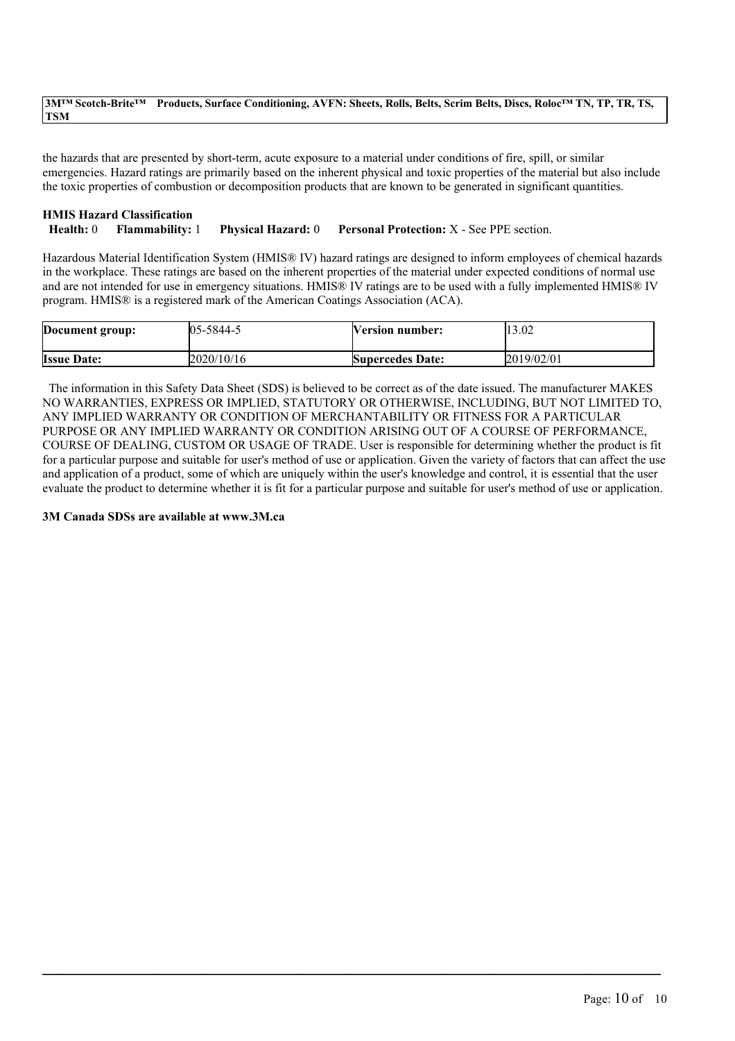the hazards that are presented by short-term, acute exposure to a material under conditions of fire, spill, or similar emergencies. Hazard ratings are primarily based on the inherent physical and toxic properties of the material but also include the toxic properties of combustion or decomposition products that are known to be generated in significant quantities.

**HMIS Hazard Classification**
**Health:** 0 **Flammability:** 1 **Physical Hazard:** 0 **Personal Protection:** X - See PPE section.

Hazardous Material Identification System (HMIS® IV) hazard ratings are designed to inform employees of chemical hazards in the workplace. These ratings are based on the inherent properties of the material under expected conditions of normal use and are not intended for use in emergency situations. HMIS® IV ratings are to be used with a fully implemented HMIS® IV program. HMIS® is a registered mark of the American Coatings Association (ACA).

| | | | |
|---|---|---|---|
| **Document group:** | 05-5844-5 | **Version number:** | 13.02 |
| **Issue Date:** | 2020/10/16 | **Supercedes Date:** | 2019/02/01 |

The information in this Safety Data Sheet (SDS) is believed to be correct as of the date issued. The manufacturer MAKES NO WARRANTIES, EXPRESS OR IMPLIED, STATUTORY OR OTHERWISE, INCLUDING, BUT NOT LIMITED TO, ANY IMPLIED WARRANTY OR CONDITION OF MERCHANTABILITY OR FITNESS FOR A PARTICULAR PURPOSE OR ANY IMPLIED WARRANTY OR CONDITION ARISING OUT OF A COURSE OF PERFORMANCE, COURSE OF DEALING, CUSTOM OR USAGE OF TRADE. User is responsible for determining whether the product is fit for a particular purpose and suitable for user's method of use or application. Given the variety of factors that can affect the use and application of a product, some of which are uniquely within the user's knowledge and control, it is essential that the user evaluate the product to determine whether it is fit for a particular purpose and suitable for user's method of use or application.

**3M Canada SDSs are available at www.3M.ca**